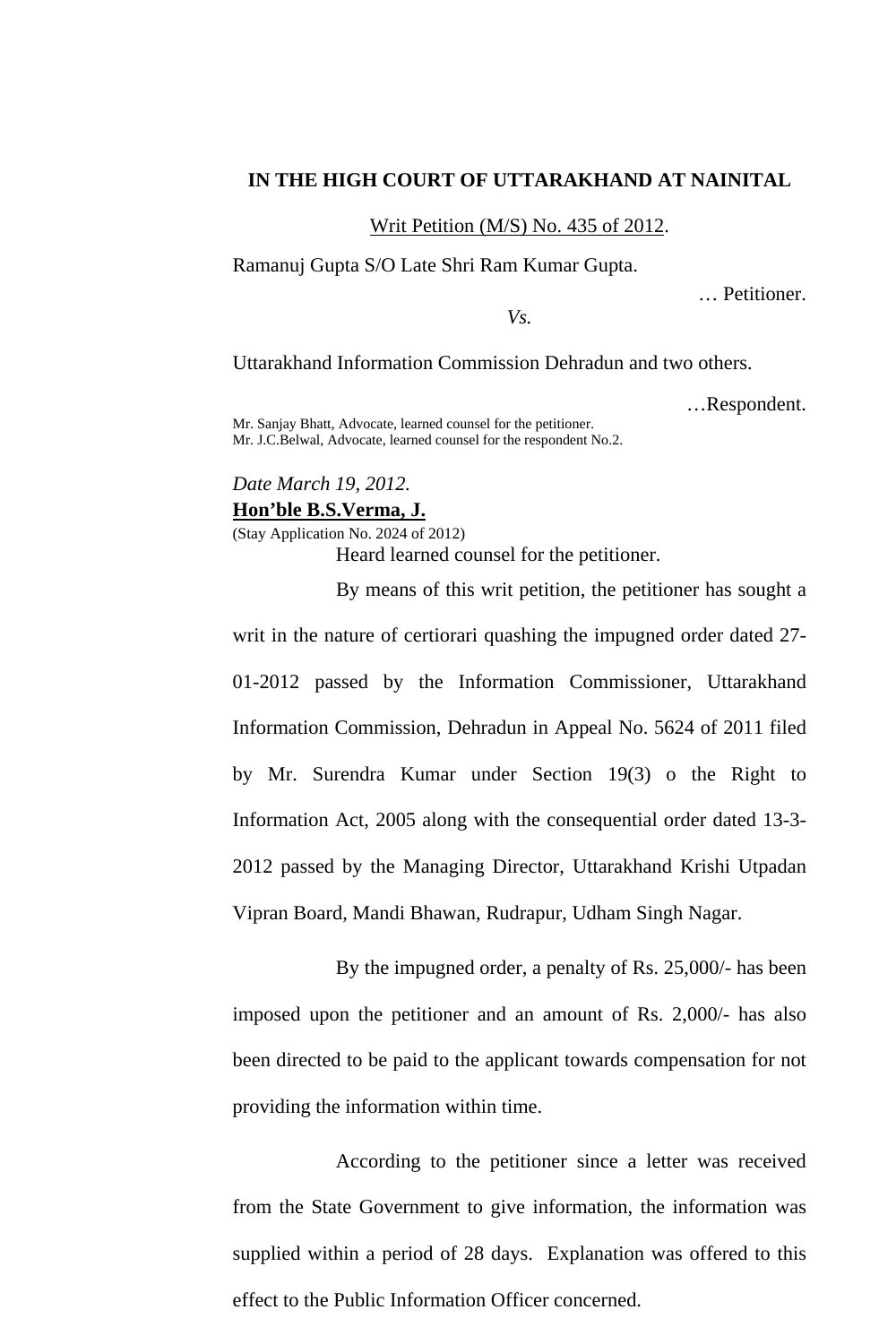**IN THE HIGH COURT OF UTTARAKHAND AT NAINITAL**

Writ Petition (M/S) No. 435 of 2012.

Ramanuj Gupta S/O Late Shri Ram Kumar Gupta.

… Petitioner.

*Vs.*

Uttarakhand Information Commission Dehradun and two others.

…Respondent.

Mr. Sanjay Bhatt, Advocate, learned counsel for the petitioner.
Mr. J.C.Belwal, Advocate, learned counsel for the respondent No.2.

*Date March 19, 2012.*

**Hon'ble B.S.Verma, J.**

(Stay Application No. 2024 of 2012)

Heard learned counsel for the petitioner.

By means of this writ petition, the petitioner has sought a writ in the nature of certiorari quashing the impugned order dated 27-01-2012 passed by the Information Commissioner, Uttarakhand Information Commission, Dehradun in Appeal No. 5624 of 2011 filed by Mr. Surendra Kumar under Section 19(3) o the Right to Information Act, 2005 along with the consequential order dated 13-3-2012 passed by the Managing Director, Uttarakhand Krishi Utpadan Vipran Board, Mandi Bhawan, Rudrapur, Udham Singh Nagar.

By the impugned order, a penalty of Rs. 25,000/- has been imposed upon the petitioner and an amount of Rs. 2,000/- has also been directed to be paid to the applicant towards compensation for not providing the information within time.

According to the petitioner since a letter was received from the State Government to give information, the information was supplied within a period of 28 days. Explanation was offered to this effect to the Public Information Officer concerned.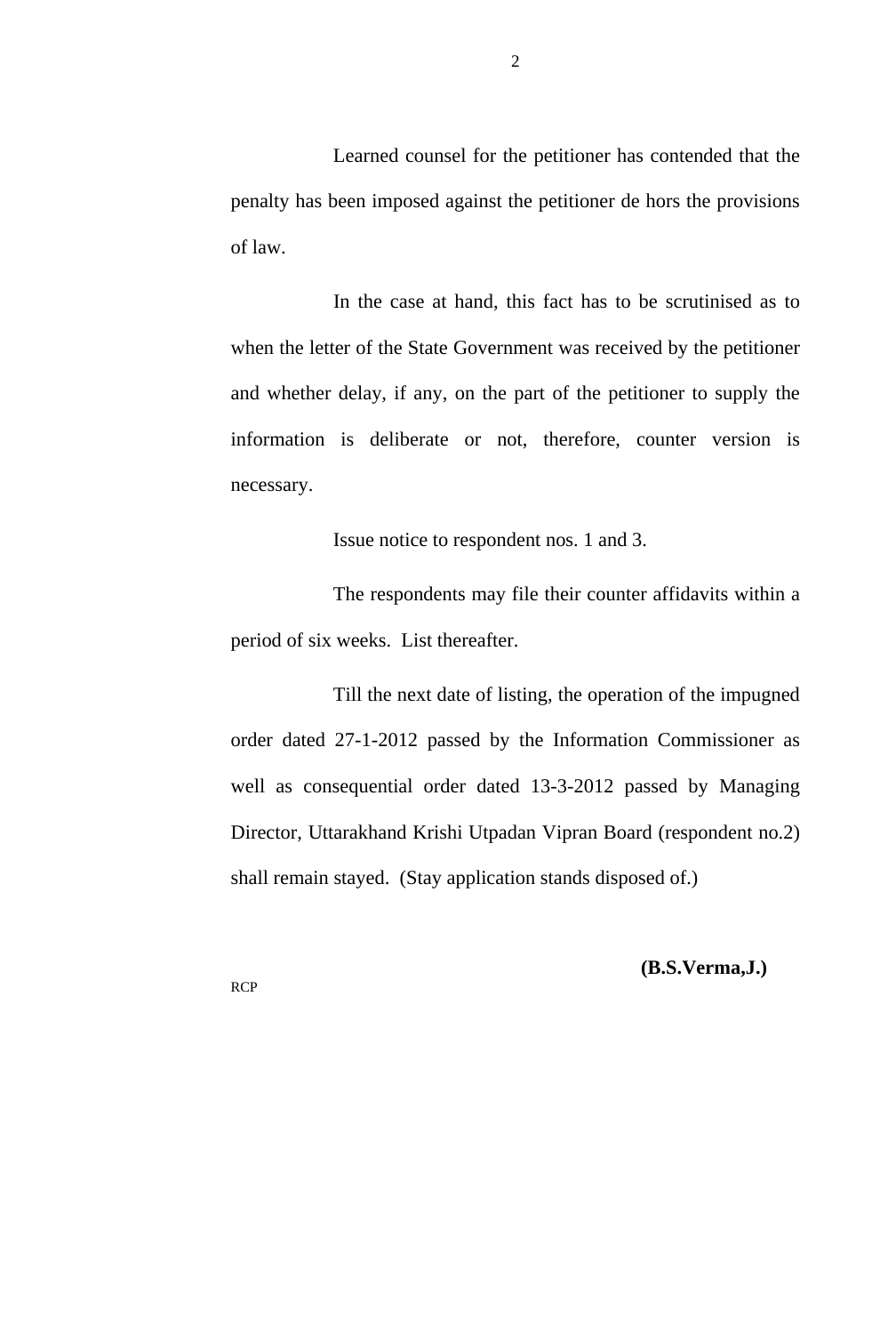Learned counsel for the petitioner has contended that the penalty has been imposed against the petitioner de hors the provisions of law.

In the case at hand, this fact has to be scrutinised as to when the letter of the State Government was received by the petitioner and whether delay, if any, on the part of the petitioner to supply the information is deliberate or not, therefore, counter version is necessary.

Issue notice to respondent nos. 1 and 3.

The respondents may file their counter affidavits within a period of six weeks. List thereafter.

Till the next date of listing, the operation of the impugned order dated 27-1-2012 passed by the Information Commissioner as well as consequential order dated 13-3-2012 passed by Managing Director, Uttarakhand Krishi Utpadan Vipran Board (respondent no.2) shall remain stayed. (Stay application stands disposed of.)

**(B.S.Verma,J.)**

RCP